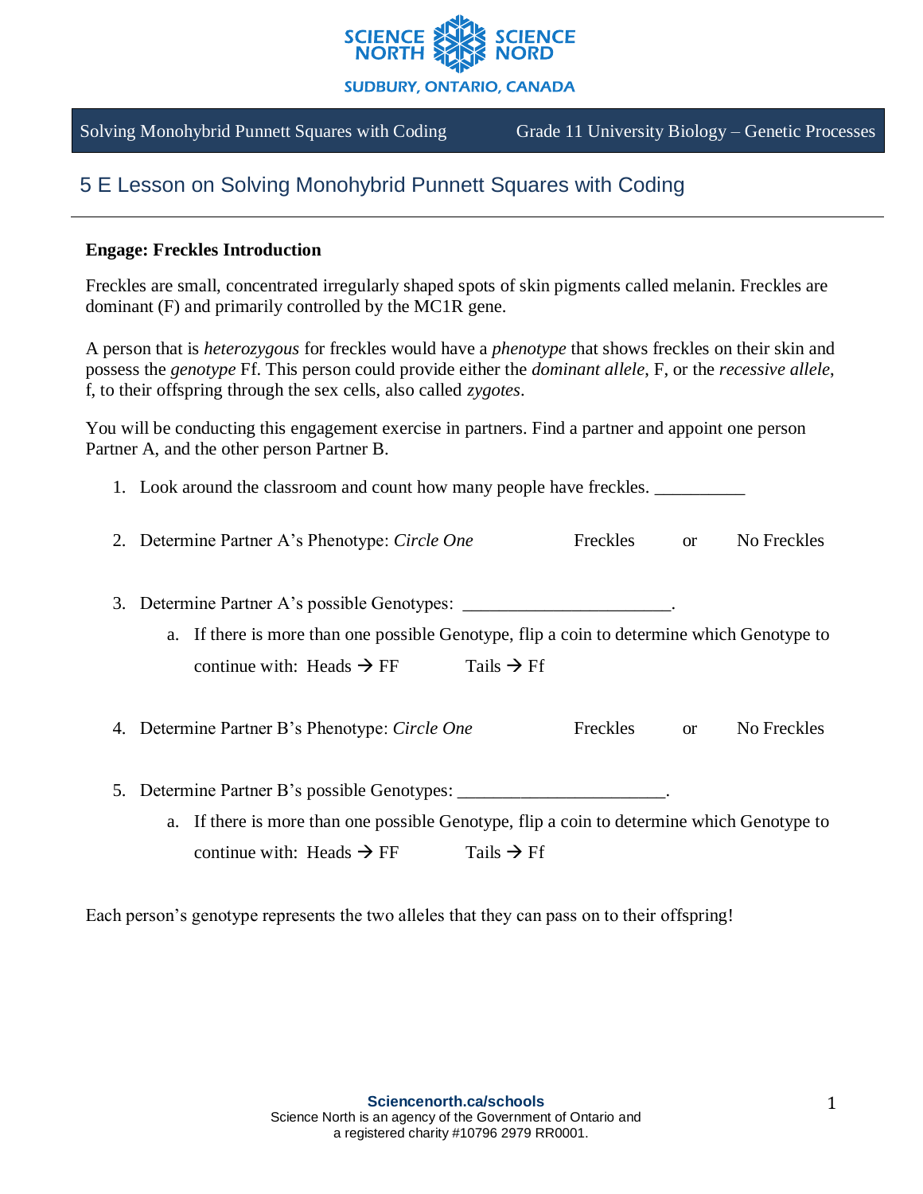# 5 E Lesson on Solving Monohybrid Punnett Squares with Coding

**Engage: Freckles Introduction**

Freckles are small, concentrated irregularly shaped spots of skin pigments called melanin. Freckles are dominant (F) and primarily controlled by the MC1R gene.

A person that is *heterozygous* for freckles would have a *phenotype* that shows freckles on their skin and possess the *genotype* Ff. This person could provide either the *dominant allele*, F, or the *recessive allele*, f, to their offspring through the sex cells, also called *zygotes*.

You will be conducting this engagement exercise in partners. Find a partner and appoint one person Partner A, and the other person Partner B.

1. Look around the classroom and count how many people have freckles. __________
2. Determine Partner A's Phenotype: *Circle One* Freckles or No Freckles
3. Determine Partner A's possible Genotypes: _______________________.
   a. If there is more than one possible Genotype, flip a coin to determine which Genotype to continue with: Heads → FF Tails → Ff
4. Determine Partner B's Phenotype: *Circle One* Freckles or No Freckles
5. Determine Partner B's possible Genotypes: _______________________.
   a. If there is more than one possible Genotype, flip a coin to determine which Genotype to continue with: Heads → FF Tails → Ff

Each person's genotype represents the two alleles that they can pass on to their offspring!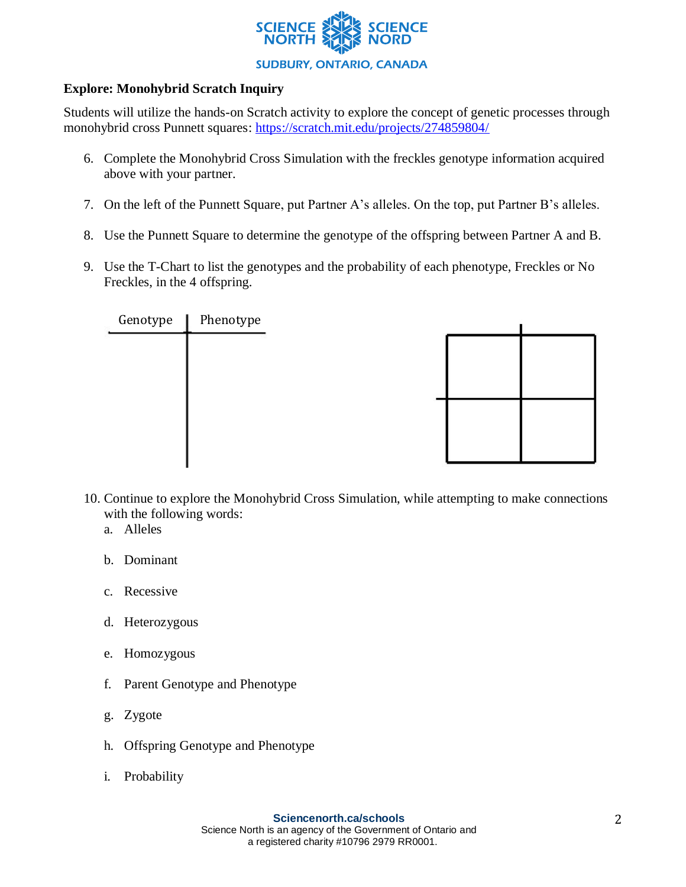**Explore: Monohybrid Scratch Inquiry**

Students will utilize the hands-on Scratch activity to explore the concept of genetic processes through monohybrid cross Punnett squares: https://scratch.mit.edu/projects/274859804/

6. Complete the Monohybrid Cross Simulation with the freckles genotype information acquired above with your partner.

7. On the left of the Punnett Square, put Partner A's alleles. On the top, put Partner B's alleles.

8. Use the Punnett Square to determine the genotype of the offspring between Partner A and B.

9. Use the T-Chart to list the genotypes and the probability of each phenotype, Freckles or No Freckles, in the 4 offspring.

| Genotype | Phenotype |
|---|---|
| | |

| | |
|---|---|
| | |
| | |

10. Continue to explore the Monohybrid Cross Simulation, while attempting to make connections with the following words:
    a. Alleles

    b. Dominant

    c. Recessive

    d. Heterozygous

    e. Homozygous

    f. Parent Genotype and Phenotype

    g. Zygote

    h. Offspring Genotype and Phenotype

    i. Probability

**Sciencenorth.ca/schools**
Science North is an agency of the Government of Ontario and a registered charity #10796 2979 RR0001.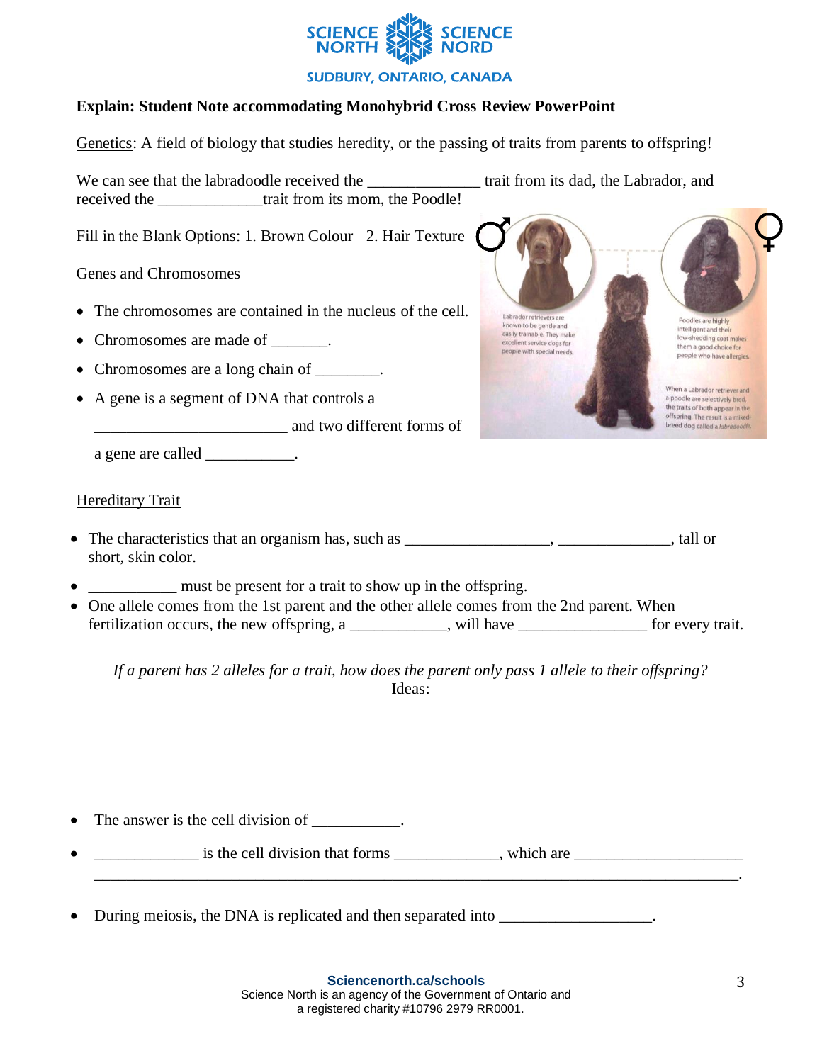**Explain: Student Note accommodating Monohybrid Cross Review PowerPoint**

Genetics: A field of biology that studies heredity, or the passing of traits from parents to offspring!

We can see that the labradoodle received the ______________ trait from its dad, the Labrador, and received the _____________trait from its mom, the Poodle!

Fill in the Blank Options: 1. Brown Colour 2. Hair Texture

Genes and Chromosomes

- The chromosomes are contained in the nucleus of the cell.
- Chromosomes are made of _______.
- Chromosomes are a long chain of ________.
- A gene is a segment of DNA that controls a ________________________ and two different forms of a gene are called ___________.

Hereditary Trait

- The characteristics that an organism has, such as __________________, ______________, tall or short, skin color.
- ___________ must be present for a trait to show up in the offspring.
- One allele comes from the 1st parent and the other allele comes from the 2nd parent. When fertilization occurs, the new offspring, a ____________, will have ________________ for every trait.

*If a parent has 2 alleles for a trait, how does the parent only pass 1 allele to their offspring?*

Ideas:

- The answer is the cell division of ___________.
- _____________ is the cell division that forms _____________, which are _____________________ _____________________________________________________________________________.
- During meiosis, the DNA is replicated and then separated into ___________________.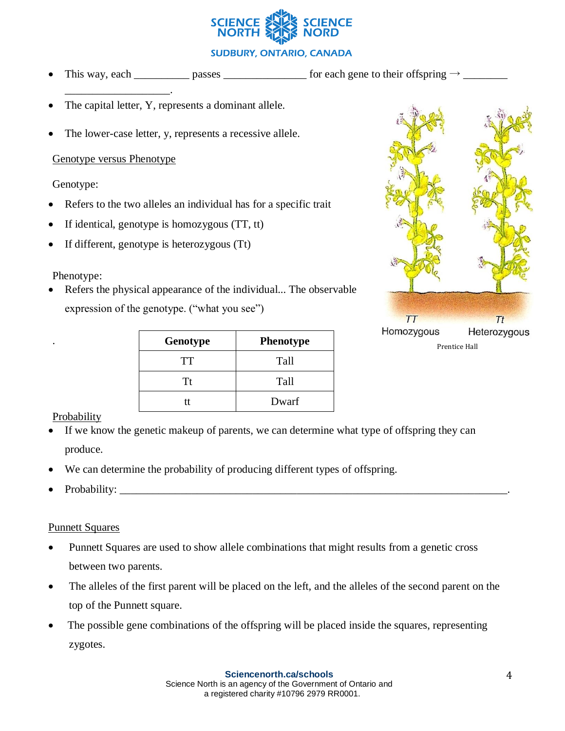- This way, each __________ passes _______________ for each gene to their offspring → ________ ___________________.
- The capital letter, Y, represents a dominant allele.
- The lower-case letter, y, represents a recessive allele.

Genotype versus Phenotype

Genotype:

- Refers to the two alleles an individual has for a specific trait
- If identical, genotype is homozygous (TT, tt)
- If different, genotype is heterozygous (Tt)

Phenotype:

- Refers the physical appearance of the individual... The observable expression of the genotype. ("what you see")

| Genotype | Phenotype |
|---|---|
| TT | Tall |
| Tt | Tall |
| tt | Dwarf |

TT
Homozygous

Tt
Heterozygous

Prentice Hall

Probability

- If we know the genetic makeup of parents, we can determine what type of offspring they can produce.
- We can determine the probability of producing different types of offspring.
- Probability: ___________________________________________________________________________.

Punnett Squares

- Punnett Squares are used to show allele combinations that might results from a genetic cross between two parents.
- The alleles of the first parent will be placed on the left, and the alleles of the second parent on the top of the Punnett square.
- The possible gene combinations of the offspring will be placed inside the squares, representing zygotes.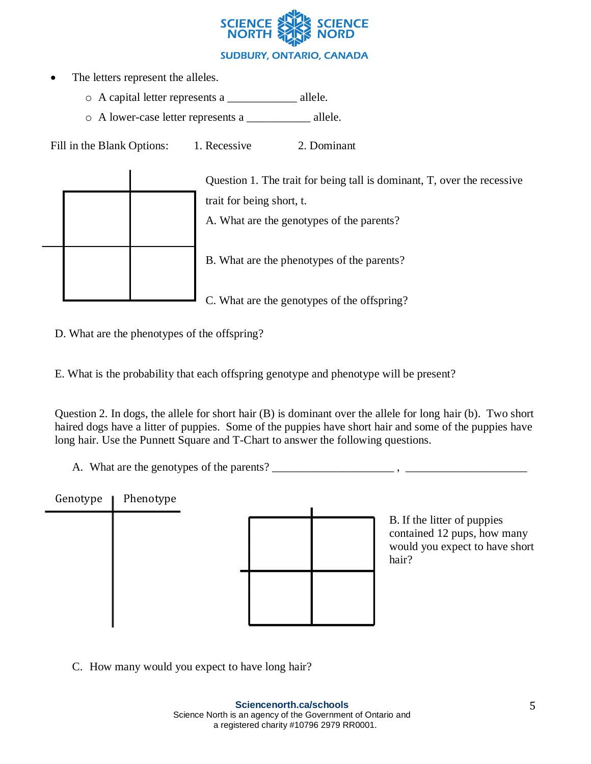- The letters represent the alleles.
  - A capital letter represents a ____________ allele.
  - A lower-case letter represents a ___________ allele.

Fill in the Blank Options: 1. Recessive 2. Dominant

| | |
|---|---|
| | |
| | |

Question 1. The trait for being tall is dominant, T, over the recessive trait for being short, t.

A. What are the genotypes of the parents?

B. What are the phenotypes of the parents?

C. What are the genotypes of the offspring?

D. What are the phenotypes of the offspring?

E. What is the probability that each offspring genotype and phenotype will be present?

Question 2. In dogs, the allele for short hair (B) is dominant over the allele for long hair (b). Two short haired dogs have a litter of puppies. Some of the puppies have short hair and some of the puppies have long hair. Use the Punnett Square and T-Chart to answer the following questions.

A. What are the genotypes of the parents? _____________________ , _____________________

| Genotype | Phenotype |
|---|---|
| | |

| | |
|---|---|
| | |
| | |

B. If the litter of puppies contained 12 pups, how many would you expect to have short hair?

C. How many would you expect to have long hair?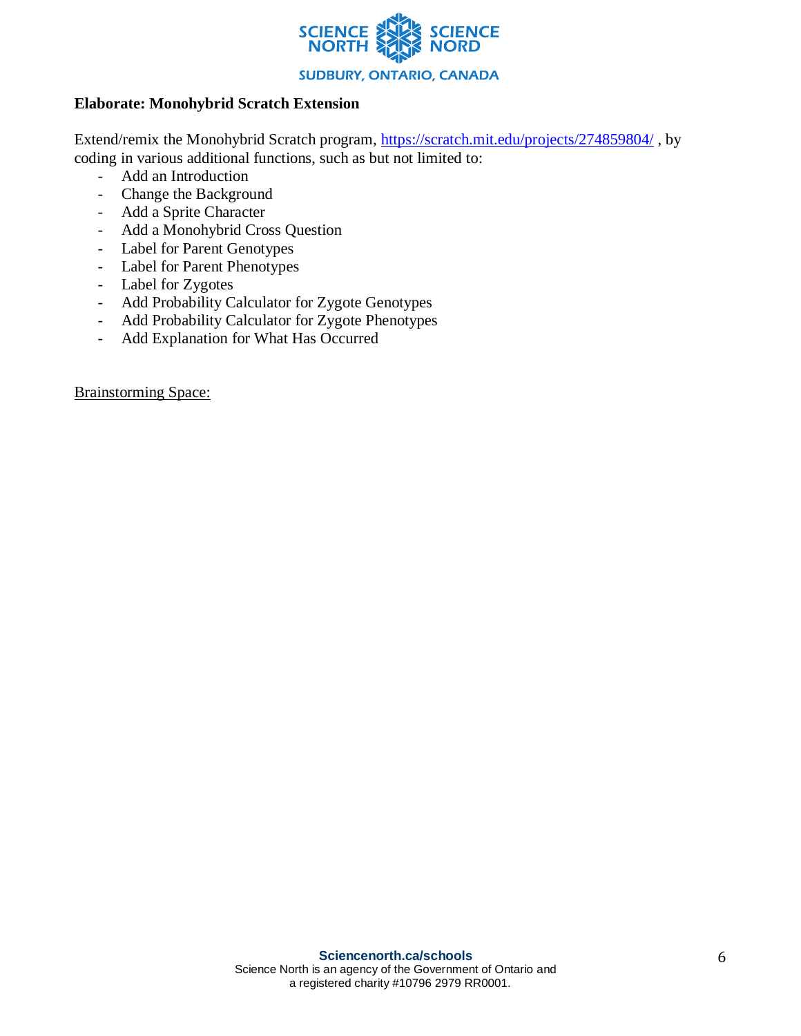**Elaborate: Monohybrid Scratch Extension**

Extend/remix the Monohybrid Scratch program, https://scratch.mit.edu/projects/274859804/ , by coding in various additional functions, such as but not limited to:

- Add an Introduction
- Change the Background
- Add a Sprite Character
- Add a Monohybrid Cross Question
- Label for Parent Genotypes
- Label for Parent Phenotypes
- Label for Zygotes
- Add Probability Calculator for Zygote Genotypes
- Add Probability Calculator for Zygote Phenotypes
- Add Explanation for What Has Occurred

Brainstorming Space: